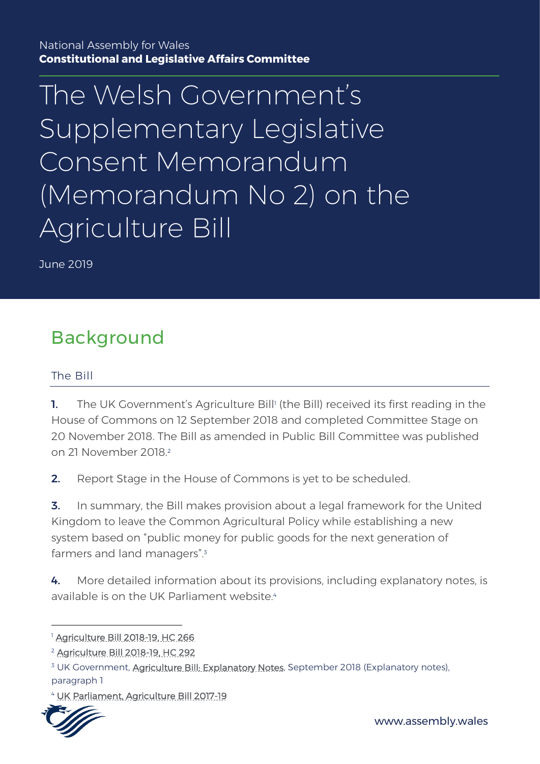National Assembly for Wales
**Constitutional and Legislative Affairs Committee**

# The Welsh Government's Supplementary Legislative Consent Memorandum (Memorandum No 2) on the Agriculture Bill

June 2019

## Background

### The Bill

**1.** The UK Government's Agriculture Bill[1] (the Bill) received its first reading in the House of Commons on 12 September 2018 and completed Committee Stage on 20 November 2018. The Bill as amended in Public Bill Committee was published on 21 November 2018.[2]

**2.** Report Stage in the House of Commons is yet to be scheduled.

**3.** In summary, the Bill makes provision about a legal framework for the United Kingdom to leave the Common Agricultural Policy while establishing a new system based on "public money for public goods for the next generation of farmers and land managers".[3]

**4.** More detailed information about its provisions, including explanatory notes, is available is on the UK Parliament website.[4]

---

[1] Agriculture Bill 2018-19, HC 266

[2] Agriculture Bill 2018-19, HC 292

[3] UK Government, Agriculture Bill: Explanatory Notes, September 2018 (Explanatory notes), paragraph 1

[4] UK Parliament, Agriculture Bill 2017-19

www.assembly.wales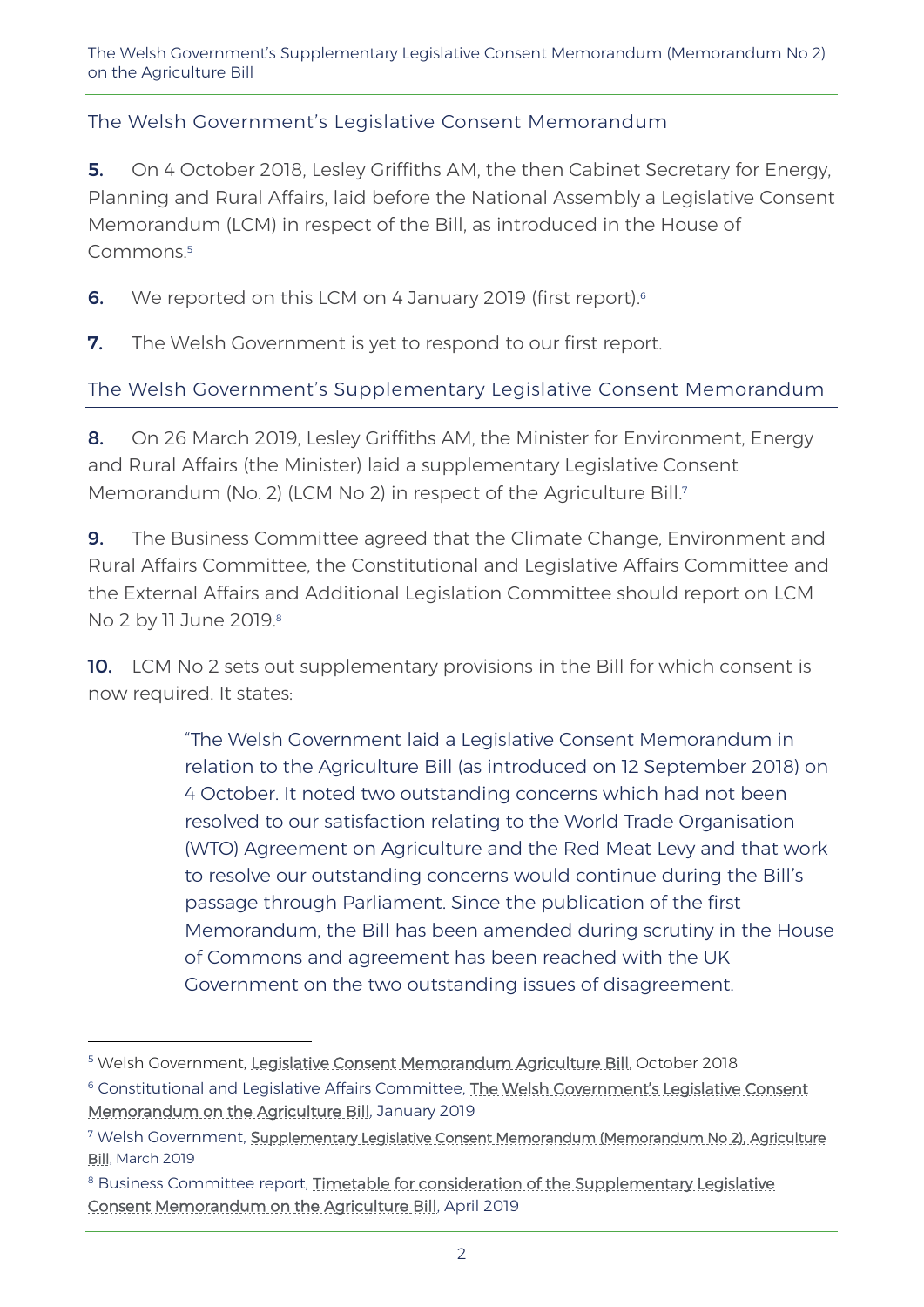## The Welsh Government's Legislative Consent Memorandum

**5.** On 4 October 2018, Lesley Griffiths AM, the then Cabinet Secretary for Energy, Planning and Rural Affairs, laid before the National Assembly a Legislative Consent Memorandum (LCM) in respect of the Bill, as introduced in the House of Commons.[5]

**6.** We reported on this LCM on 4 January 2019 (first report).[6]

**7.** The Welsh Government is yet to respond to our first report.

## The Welsh Government's Supplementary Legislative Consent Memorandum

**8.** On 26 March 2019, Lesley Griffiths AM, the Minister for Environment, Energy and Rural Affairs (the Minister) laid a supplementary Legislative Consent Memorandum (No. 2) (LCM No 2) in respect of the Agriculture Bill.[7]

**9.** The Business Committee agreed that the Climate Change, Environment and Rural Affairs Committee, the Constitutional and Legislative Affairs Committee and the External Affairs and Additional Legislation Committee should report on LCM No 2 by 11 June 2019.[8]

**10.** LCM No 2 sets out supplementary provisions in the Bill for which consent is now required. It states:

> "The Welsh Government laid a Legislative Consent Memorandum in relation to the Agriculture Bill (as introduced on 12 September 2018) on 4 October. It noted two outstanding concerns which had not been resolved to our satisfaction relating to the World Trade Organisation (WTO) Agreement on Agriculture and the Red Meat Levy and that work to resolve our outstanding concerns would continue during the Bill's passage through Parliament. Since the publication of the first Memorandum, the Bill has been amended during scrutiny in the House of Commons and agreement has been reached with the UK Government on the two outstanding issues of disagreement.

---

[5] Welsh Government, Legislative Consent Memorandum Agriculture Bill, October 2018

[6] Constitutional and Legislative Affairs Committee, The Welsh Government's Legislative Consent Memorandum on the Agriculture Bill, January 2019

[7] Welsh Government, Supplementary Legislative Consent Memorandum (Memorandum No 2), Agriculture Bill, March 2019

[8] Business Committee report, Timetable for consideration of the Supplementary Legislative Consent Memorandum on the Agriculture Bill, April 2019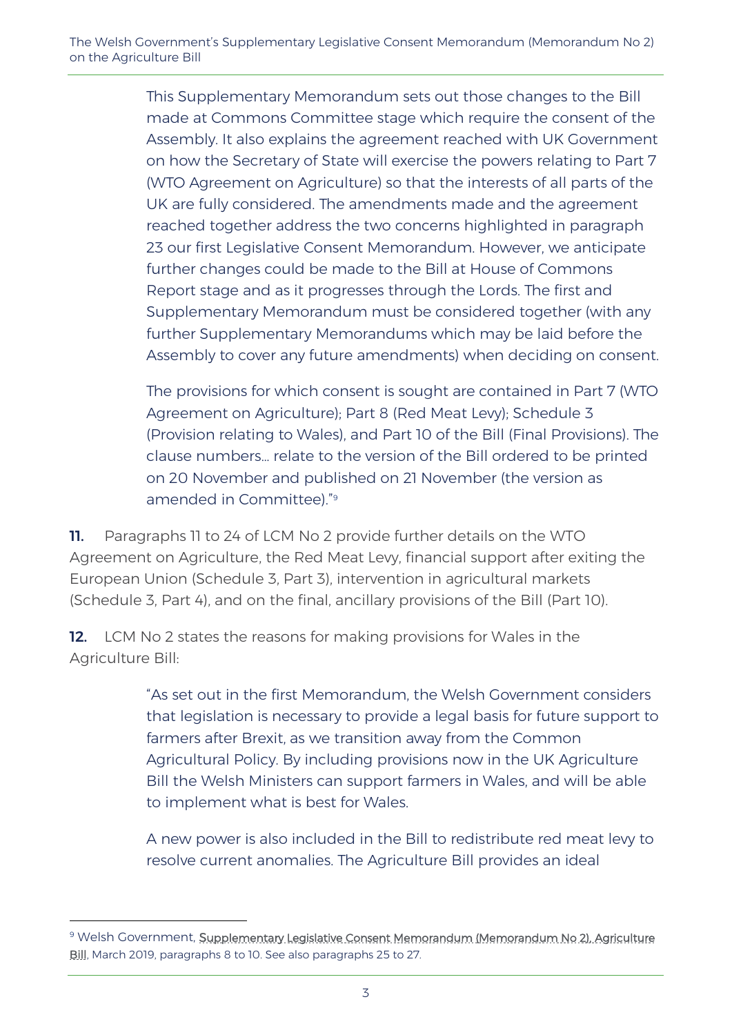> This Supplementary Memorandum sets out those changes to the Bill made at Commons Committee stage which require the consent of the Assembly. It also explains the agreement reached with UK Government on how the Secretary of State will exercise the powers relating to Part 7 (WTO Agreement on Agriculture) so that the interests of all parts of the UK are fully considered. The amendments made and the agreement reached together address the two concerns highlighted in paragraph 23 our first Legislative Consent Memorandum. However, we anticipate further changes could be made to the Bill at House of Commons Report stage and as it progresses through the Lords. The first and Supplementary Memorandum must be considered together (with any further Supplementary Memorandums which may be laid before the Assembly to cover any future amendments) when deciding on consent.
>
> The provisions for which consent is sought are contained in Part 7 (WTO Agreement on Agriculture); Part 8 (Red Meat Levy); Schedule 3 (Provision relating to Wales), and Part 10 of the Bill (Final Provisions). The clause numbers… relate to the version of the Bill ordered to be printed on 20 November and published on 21 November (the version as amended in Committee)."[9]

**11.** Paragraphs 11 to 24 of LCM No 2 provide further details on the WTO Agreement on Agriculture, the Red Meat Levy, financial support after exiting the European Union (Schedule 3, Part 3), intervention in agricultural markets (Schedule 3, Part 4), and on the final, ancillary provisions of the Bill (Part 10).

**12.** LCM No 2 states the reasons for making provisions for Wales in the Agriculture Bill:

> "As set out in the first Memorandum, the Welsh Government considers that legislation is necessary to provide a legal basis for future support to farmers after Brexit, as we transition away from the Common Agricultural Policy. By including provisions now in the UK Agriculture Bill the Welsh Ministers can support farmers in Wales, and will be able to implement what is best for Wales.
>
> A new power is also included in the Bill to redistribute red meat levy to resolve current anomalies. The Agriculture Bill provides an ideal

---

[9] Welsh Government, Supplementary Legislative Consent Memorandum (Memorandum No 2), Agriculture Bill, March 2019, paragraphs 8 to 10. See also paragraphs 25 to 27.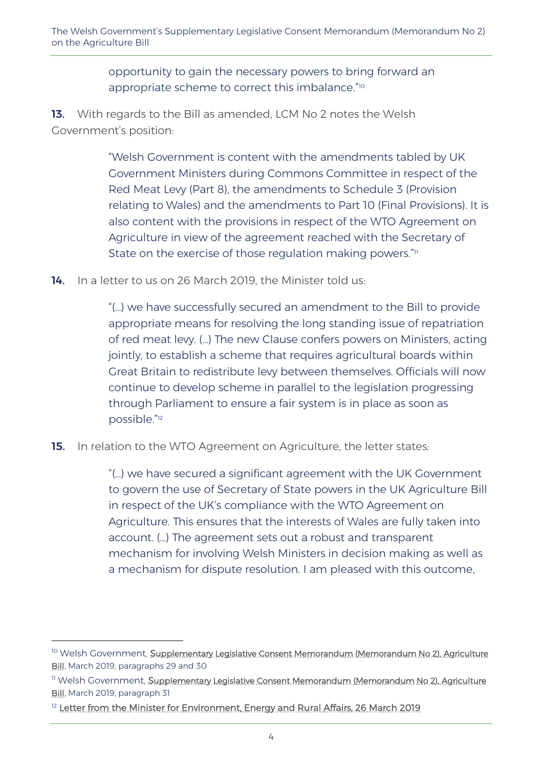opportunity to gain the necessary powers to bring forward an appropriate scheme to correct this imbalance."[10]

**13.** With regards to the Bill as amended, LCM No 2 notes the Welsh Government's position:

> "Welsh Government is content with the amendments tabled by UK Government Ministers during Commons Committee in respect of the Red Meat Levy (Part 8), the amendments to Schedule 3 (Provision relating to Wales) and the amendments to Part 10 (Final Provisions). It is also content with the provisions in respect of the WTO Agreement on Agriculture in view of the agreement reached with the Secretary of State on the exercise of those regulation making powers."[11]

**14.** In a letter to us on 26 March 2019, the Minister told us:

> "(…) we have successfully secured an amendment to the Bill to provide appropriate means for resolving the long standing issue of repatriation of red meat levy. (…) The new Clause confers powers on Ministers, acting jointly, to establish a scheme that requires agricultural boards within Great Britain to redistribute levy between themselves. Officials will now continue to develop scheme in parallel to the legislation progressing through Parliament to ensure a fair system is in place as soon as possible."[12]

**15.** In relation to the WTO Agreement on Agriculture, the letter states:

> "(…) we have secured a significant agreement with the UK Government to govern the use of Secretary of State powers in the UK Agriculture Bill in respect of the UK's compliance with the WTO Agreement on Agriculture. This ensures that the interests of Wales are fully taken into account. (…) The agreement sets out a robust and transparent mechanism for involving Welsh Ministers in decision making as well as a mechanism for dispute resolution. I am pleased with this outcome,

---

[10] Welsh Government, Supplementary Legislative Consent Memorandum (Memorandum No 2), Agriculture Bill, March 2019, paragraphs 29 and 30

[11] Welsh Government, Supplementary Legislative Consent Memorandum (Memorandum No 2), Agriculture Bill, March 2019, paragraph 31

[12] Letter from the Minister for Environment, Energy and Rural Affairs, 26 March 2019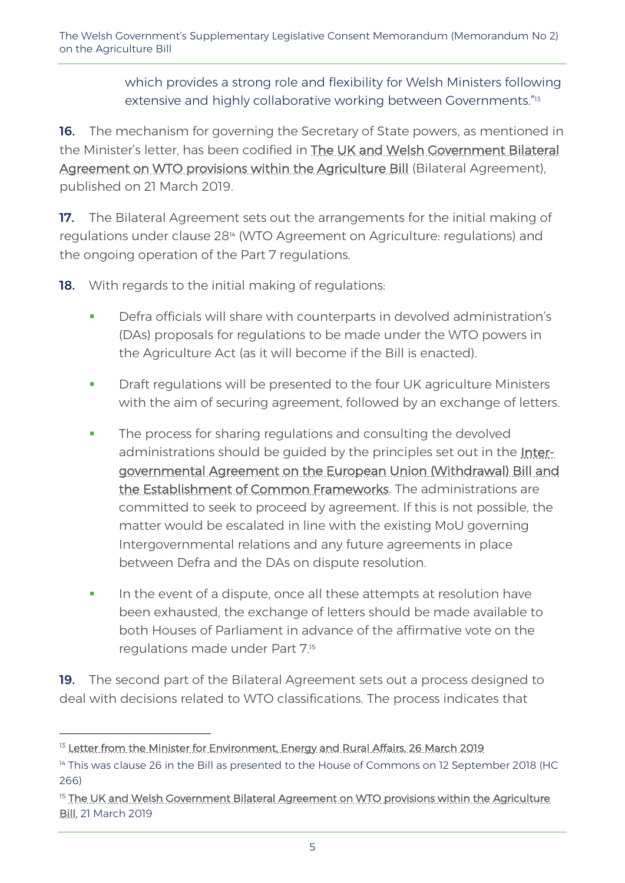which provides a strong role and flexibility for Welsh Ministers following extensive and highly collaborative working between Governments."[13]

**16.** The mechanism for governing the Secretary of State powers, as mentioned in the Minister's letter, has been codified in The UK and Welsh Government Bilateral Agreement on WTO provisions within the Agriculture Bill (Bilateral Agreement), published on 21 March 2019.

**17.** The Bilateral Agreement sets out the arrangements for the initial making of regulations under clause 28[14] (WTO Agreement on Agriculture: regulations) and the ongoing operation of the Part 7 regulations.

**18.** With regards to the initial making of regulations:

- Defra officials will share with counterparts in devolved administration's (DAs) proposals for regulations to be made under the WTO powers in the Agriculture Act (as it will become if the Bill is enacted).
- Draft regulations will be presented to the four UK agriculture Ministers with the aim of securing agreement, followed by an exchange of letters.
- The process for sharing regulations and consulting the devolved administrations should be guided by the principles set out in the Inter-governmental Agreement on the European Union (Withdrawal) Bill and the Establishment of Common Frameworks. The administrations are committed to seek to proceed by agreement. If this is not possible, the matter would be escalated in line with the existing MoU governing Intergovernmental relations and any future agreements in place between Defra and the DAs on dispute resolution.
- In the event of a dispute, once all these attempts at resolution have been exhausted, the exchange of letters should be made available to both Houses of Parliament in advance of the affirmative vote on the regulations made under Part 7.[15]

**19.** The second part of the Bilateral Agreement sets out a process designed to deal with decisions related to WTO classifications. The process indicates that

---

[13] Letter from the Minister for Environment, Energy and Rural Affairs, 26 March 2019

[14] This was clause 26 in the Bill as presented to the House of Commons on 12 September 2018 (HC 266)

[15] The UK and Welsh Government Bilateral Agreement on WTO provisions within the Agriculture Bill, 21 March 2019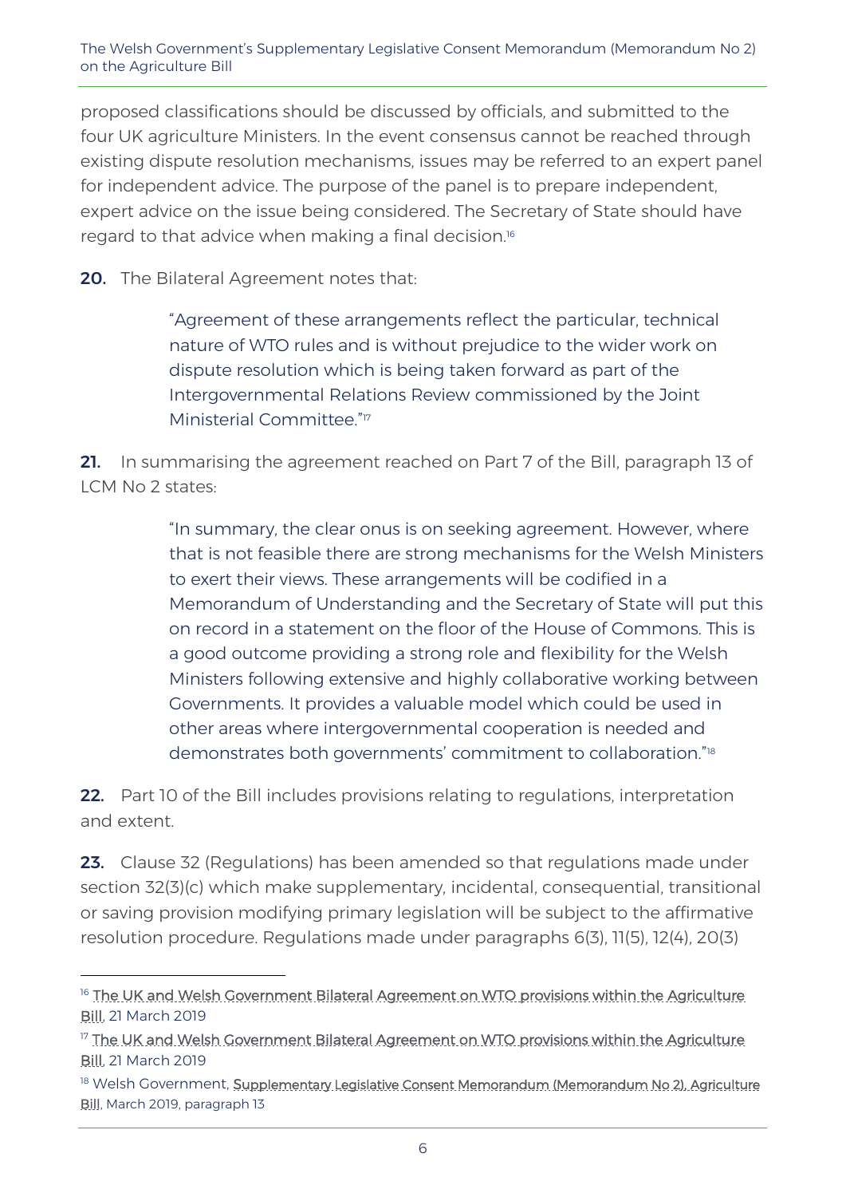proposed classifications should be discussed by officials, and submitted to the four UK agriculture Ministers. In the event consensus cannot be reached through existing dispute resolution mechanisms, issues may be referred to an expert panel for independent advice. The purpose of the panel is to prepare independent, expert advice on the issue being considered. The Secretary of State should have regard to that advice when making a final decision.[16]

**20.** The Bilateral Agreement notes that:

> "Agreement of these arrangements reflect the particular, technical nature of WTO rules and is without prejudice to the wider work on dispute resolution which is being taken forward as part of the Intergovernmental Relations Review commissioned by the Joint Ministerial Committee."[17]

**21.** In summarising the agreement reached on Part 7 of the Bill, paragraph 13 of LCM No 2 states:

> "In summary, the clear onus is on seeking agreement. However, where that is not feasible there are strong mechanisms for the Welsh Ministers to exert their views. These arrangements will be codified in a Memorandum of Understanding and the Secretary of State will put this on record in a statement on the floor of the House of Commons. This is a good outcome providing a strong role and flexibility for the Welsh Ministers following extensive and highly collaborative working between Governments. It provides a valuable model which could be used in other areas where intergovernmental cooperation is needed and demonstrates both governments' commitment to collaboration."[18]

**22.** Part 10 of the Bill includes provisions relating to regulations, interpretation and extent.

**23.** Clause 32 (Regulations) has been amended so that regulations made under section 32(3)(c) which make supplementary, incidental, consequential, transitional or saving provision modifying primary legislation will be subject to the affirmative resolution procedure. Regulations made under paragraphs 6(3), 11(5), 12(4), 20(3)

---

[16] The UK and Welsh Government Bilateral Agreement on WTO provisions within the Agriculture Bill, 21 March 2019

[17] The UK and Welsh Government Bilateral Agreement on WTO provisions within the Agriculture Bill, 21 March 2019

[18] Welsh Government, Supplementary Legislative Consent Memorandum (Memorandum No 2), Agriculture Bill, March 2019, paragraph 13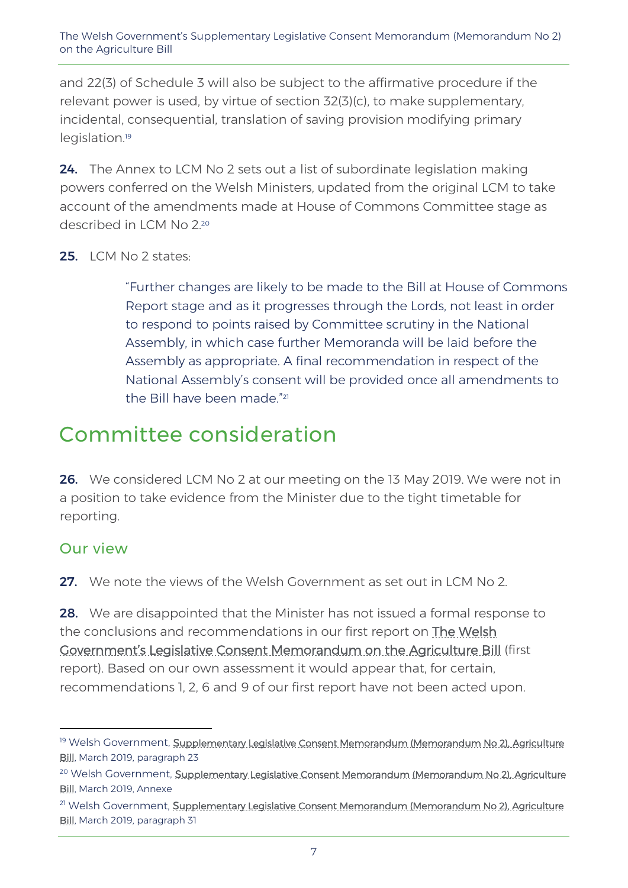and 22(3) of Schedule 3 will also be subject to the affirmative procedure if the relevant power is used, by virtue of section 32(3)(c), to make supplementary, incidental, consequential, translation of saving provision modifying primary legislation.[19]

**24.** The Annex to LCM No 2 sets out a list of subordinate legislation making powers conferred on the Welsh Ministers, updated from the original LCM to take account of the amendments made at House of Commons Committee stage as described in LCM No 2.[20]

**25.** LCM No 2 states:

> "Further changes are likely to be made to the Bill at House of Commons Report stage and as it progresses through the Lords, not least in order to respond to points raised by Committee scrutiny in the National Assembly, in which case further Memoranda will be laid before the Assembly as appropriate. A final recommendation in respect of the National Assembly's consent will be provided once all amendments to the Bill have been made."[21]

# Committee consideration

**26.** We considered LCM No 2 at our meeting on the 13 May 2019. We were not in a position to take evidence from the Minister due to the tight timetable for reporting.

## Our view

**27.** We note the views of the Welsh Government as set out in LCM No 2.

**28.** We are disappointed that the Minister has not issued a formal response to the conclusions and recommendations in our first report on The Welsh Government's Legislative Consent Memorandum on the Agriculture Bill (first report). Based on our own assessment it would appear that, for certain, recommendations 1, 2, 6 and 9 of our first report have not been acted upon.

---

[19] Welsh Government, Supplementary Legislative Consent Memorandum (Memorandum No 2), Agriculture Bill, March 2019, paragraph 23

[20] Welsh Government, Supplementary Legislative Consent Memorandum (Memorandum No 2), Agriculture Bill, March 2019, Annexe

[21] Welsh Government, Supplementary Legislative Consent Memorandum (Memorandum No 2), Agriculture Bill, March 2019, paragraph 31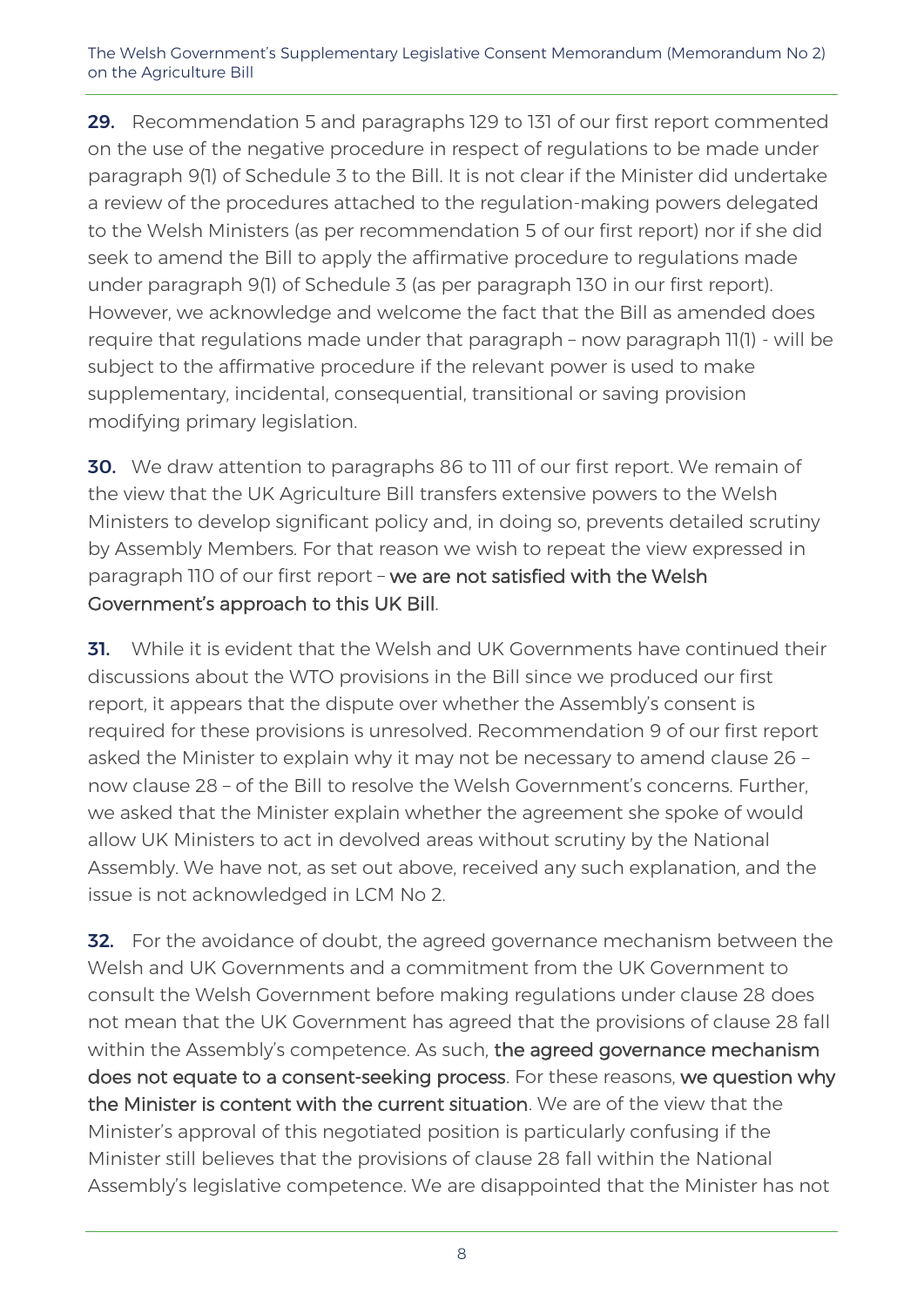**29.** Recommendation 5 and paragraphs 129 to 131 of our first report commented on the use of the negative procedure in respect of regulations to be made under paragraph 9(1) of Schedule 3 to the Bill. It is not clear if the Minister did undertake a review of the procedures attached to the regulation-making powers delegated to the Welsh Ministers (as per recommendation 5 of our first report) nor if she did seek to amend the Bill to apply the affirmative procedure to regulations made under paragraph 9(1) of Schedule 3 (as per paragraph 130 in our first report). However, we acknowledge and welcome the fact that the Bill as amended does require that regulations made under that paragraph – now paragraph 11(1) - will be subject to the affirmative procedure if the relevant power is used to make supplementary, incidental, consequential, transitional or saving provision modifying primary legislation.

**30.** We draw attention to paragraphs 86 to 111 of our first report. We remain of the view that the UK Agriculture Bill transfers extensive powers to the Welsh Ministers to develop significant policy and, in doing so, prevents detailed scrutiny by Assembly Members. For that reason we wish to repeat the view expressed in paragraph 110 of our first report – **we are not satisfied with the Welsh Government's approach to this UK Bill**.

**31.** While it is evident that the Welsh and UK Governments have continued their discussions about the WTO provisions in the Bill since we produced our first report, it appears that the dispute over whether the Assembly's consent is required for these provisions is unresolved. Recommendation 9 of our first report asked the Minister to explain why it may not be necessary to amend clause 26 – now clause 28 – of the Bill to resolve the Welsh Government's concerns. Further, we asked that the Minister explain whether the agreement she spoke of would allow UK Ministers to act in devolved areas without scrutiny by the National Assembly. We have not, as set out above, received any such explanation, and the issue is not acknowledged in LCM No 2.

**32.** For the avoidance of doubt, the agreed governance mechanism between the Welsh and UK Governments and a commitment from the UK Government to consult the Welsh Government before making regulations under clause 28 does not mean that the UK Government has agreed that the provisions of clause 28 fall within the Assembly's competence. As such, **the agreed governance mechanism does not equate to a consent-seeking process**. For these reasons, **we question why the Minister is content with the current situation**. We are of the view that the Minister's approval of this negotiated position is particularly confusing if the Minister still believes that the provisions of clause 28 fall within the National Assembly's legislative competence. We are disappointed that the Minister has not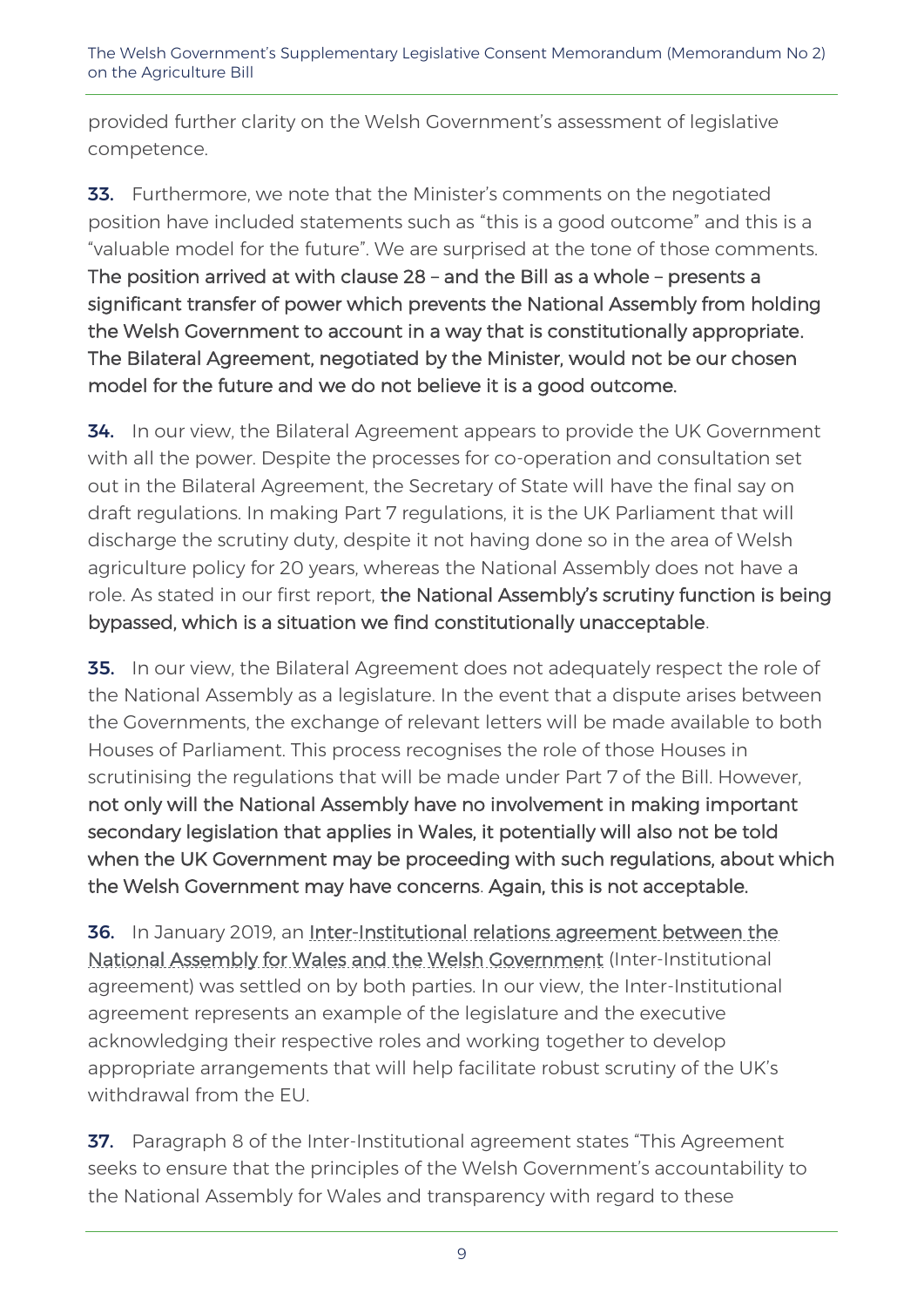provided further clarity on the Welsh Government's assessment of legislative competence.

**33.** Furthermore, we note that the Minister's comments on the negotiated position have included statements such as "this is a good outcome" and this is a "valuable model for the future". We are surprised at the tone of those comments. **The position arrived at with clause 28 – and the Bill as a whole – presents a significant transfer of power which prevents the National Assembly from holding the Welsh Government to account in a way that is constitutionally appropriate. The Bilateral Agreement, negotiated by the Minister, would not be our chosen model for the future and we do not believe it is a good outcome.**

**34.** In our view, the Bilateral Agreement appears to provide the UK Government with all the power. Despite the processes for co-operation and consultation set out in the Bilateral Agreement, the Secretary of State will have the final say on draft regulations. In making Part 7 regulations, it is the UK Parliament that will discharge the scrutiny duty, despite it not having done so in the area of Welsh agriculture policy for 20 years, whereas the National Assembly does not have a role. As stated in our first report, **the National Assembly's scrutiny function is being bypassed, which is a situation we find constitutionally unacceptable**.

**35.** In our view, the Bilateral Agreement does not adequately respect the role of the National Assembly as a legislature. In the event that a dispute arises between the Governments, the exchange of relevant letters will be made available to both Houses of Parliament. This process recognises the role of those Houses in scrutinising the regulations that will be made under Part 7 of the Bill. However, **not only will the National Assembly have no involvement in making important secondary legislation that applies in Wales, it potentially will also not be told when the UK Government may be proceeding with such regulations, about which the Welsh Government may have concerns**. **Again, this is not acceptable.**

**36.** In January 2019, an Inter-Institutional relations agreement between the National Assembly for Wales and the Welsh Government (Inter-Institutional agreement) was settled on by both parties. In our view, the Inter-Institutional agreement represents an example of the legislature and the executive acknowledging their respective roles and working together to develop appropriate arrangements that will help facilitate robust scrutiny of the UK's withdrawal from the EU.

**37.** Paragraph 8 of the Inter-Institutional agreement states "This Agreement seeks to ensure that the principles of the Welsh Government's accountability to the National Assembly for Wales and transparency with regard to these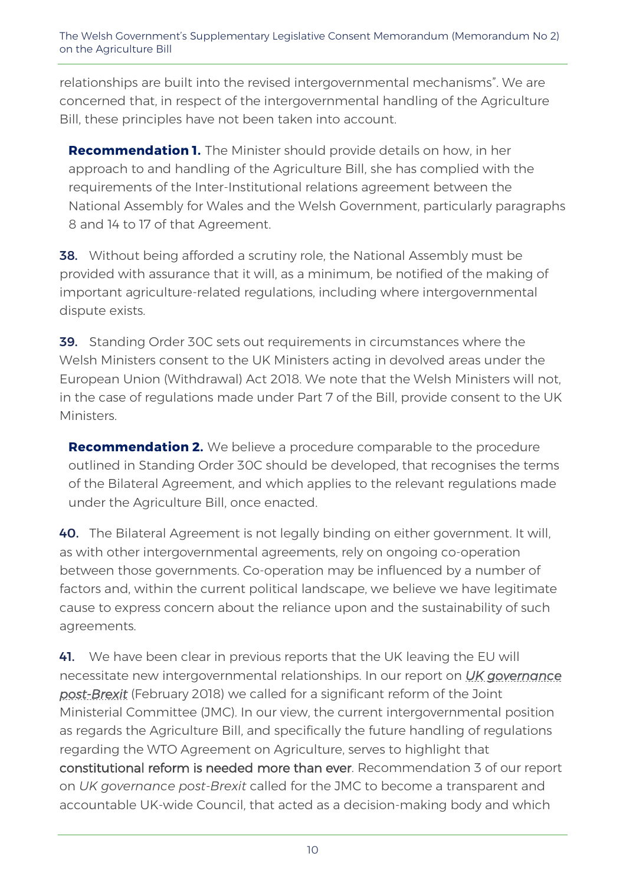relationships are built into the revised intergovernmental mechanisms". We are concerned that, in respect of the intergovernmental handling of the Agriculture Bill, these principles have not been taken into account.

> **Recommendation 1.** The Minister should provide details on how, in her approach to and handling of the Agriculture Bill, she has complied with the requirements of the Inter-Institutional relations agreement between the National Assembly for Wales and the Welsh Government, particularly paragraphs 8 and 14 to 17 of that Agreement.

**38.** Without being afforded a scrutiny role, the National Assembly must be provided with assurance that it will, as a minimum, be notified of the making of important agriculture-related regulations, including where intergovernmental dispute exists.

**39.** Standing Order 30C sets out requirements in circumstances where the Welsh Ministers consent to the UK Ministers acting in devolved areas under the European Union (Withdrawal) Act 2018. We note that the Welsh Ministers will not, in the case of regulations made under Part 7 of the Bill, provide consent to the UK Ministers.

> **Recommendation 2.** We believe a procedure comparable to the procedure outlined in Standing Order 30C should be developed, that recognises the terms of the Bilateral Agreement, and which applies to the relevant regulations made under the Agriculture Bill, once enacted.

**40.** The Bilateral Agreement is not legally binding on either government. It will, as with other intergovernmental agreements, rely on ongoing co-operation between those governments. Co-operation may be influenced by a number of factors and, within the current political landscape, we believe we have legitimate cause to express concern about the reliance upon and the sustainability of such agreements.

**41.** We have been clear in previous reports that the UK leaving the EU will necessitate new intergovernmental relationships. In our report on *UK governance post-Brexit* (February 2018) we called for a significant reform of the Joint Ministerial Committee (JMC). In our view, the current intergovernmental position as regards the Agriculture Bill, and specifically the future handling of regulations regarding the WTO Agreement on Agriculture, serves to highlight that constitutional reform is needed more than ever. Recommendation 3 of our report on *UK governance post-Brexit* called for the JMC to become a transparent and accountable UK-wide Council, that acted as a decision-making body and which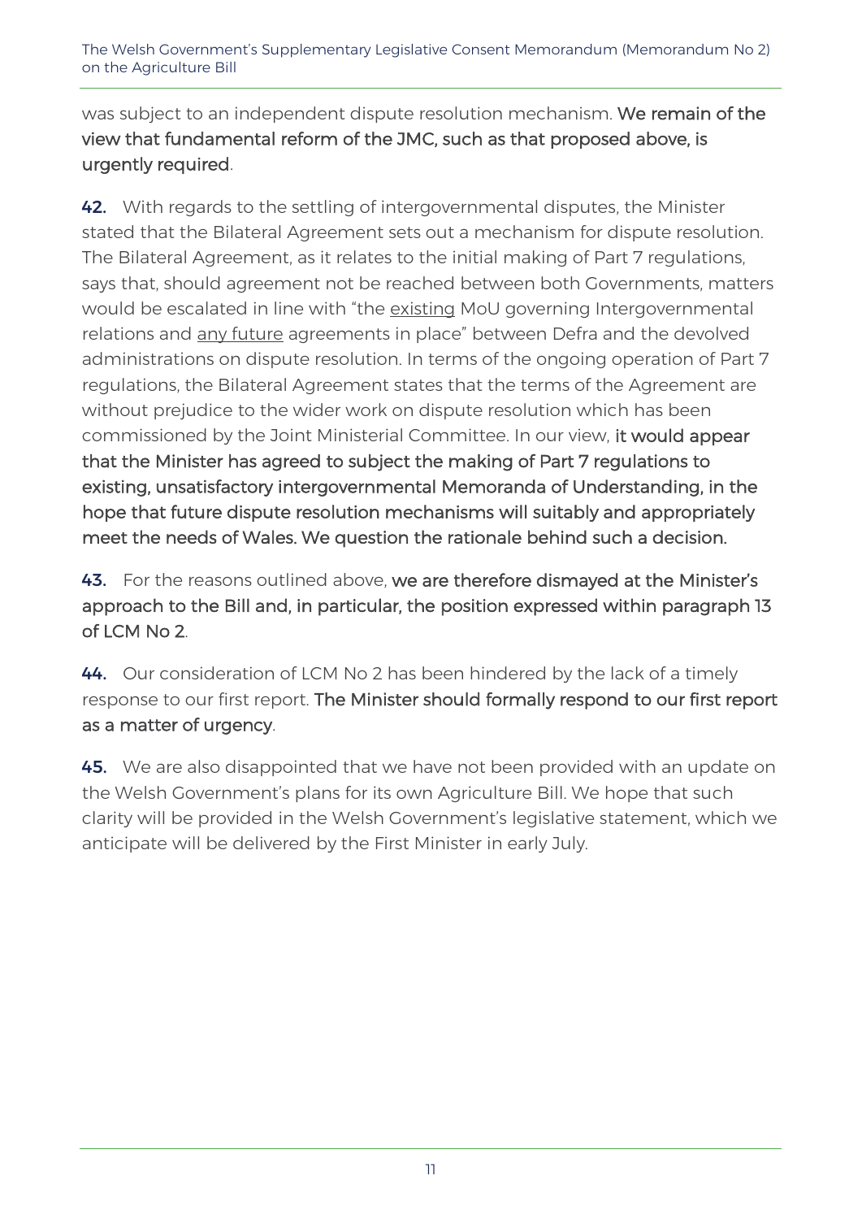was subject to an independent dispute resolution mechanism. **We remain of the view that fundamental reform of the JMC, such as that proposed above, is urgently required**.

**42.** With regards to the settling of intergovernmental disputes, the Minister stated that the Bilateral Agreement sets out a mechanism for dispute resolution. The Bilateral Agreement, as it relates to the initial making of Part 7 regulations, says that, should agreement not be reached between both Governments, matters would be escalated in line with "the <u>existing</u> MoU governing Intergovernmental relations and <u>any future</u> agreements in place" between Defra and the devolved administrations on dispute resolution. In terms of the ongoing operation of Part 7 regulations, the Bilateral Agreement states that the terms of the Agreement are without prejudice to the wider work on dispute resolution which has been commissioned by the Joint Ministerial Committee. In our view, **it would appear that the Minister has agreed to subject the making of Part 7 regulations to existing, unsatisfactory intergovernmental Memoranda of Understanding, in the hope that future dispute resolution mechanisms will suitably and appropriately meet the needs of Wales. We question the rationale behind such a decision.**

**43.** For the reasons outlined above, **we are therefore dismayed at the Minister's approach to the Bill and, in particular, the position expressed within paragraph 13 of LCM No 2**.

**44.** Our consideration of LCM No 2 has been hindered by the lack of a timely response to our first report. **The Minister should formally respond to our first report as a matter of urgency**.

**45.** We are also disappointed that we have not been provided with an update on the Welsh Government's plans for its own Agriculture Bill. We hope that such clarity will be provided in the Welsh Government's legislative statement, which we anticipate will be delivered by the First Minister in early July.